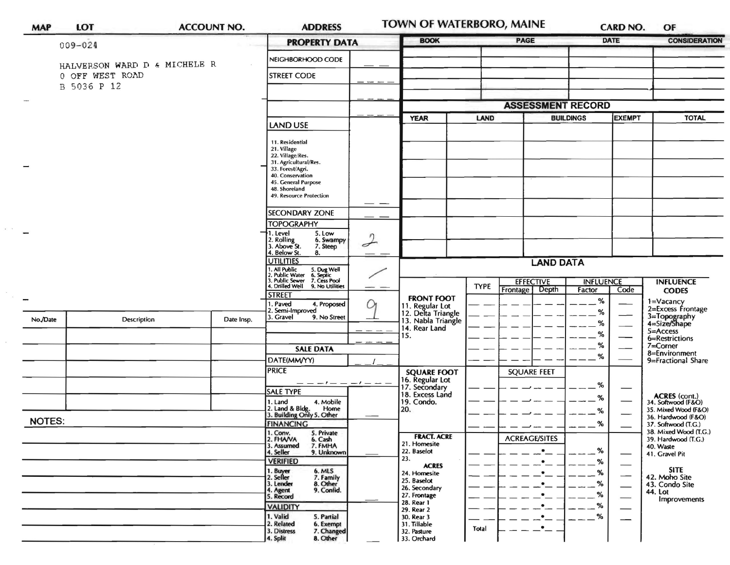| MAP | LOT | ACCOUNT NO. | ADDRESS | TOWN OF WATERBORO, MAINE | CARD NO. | OF |
|---|---|---|---|---|---|---|

009-024

HALVERSON WARD D & MICHELE R
0 OFF WEST ROAD
B 5036 P 12

## PROPERTY DATA

| Field | Value |
|---|---|
| NEIGHBORHOOD CODE | |
| STREET CODE | |
| | |
| | |
| LAND USE (11. Residential, 21. Village, 22. Village/Res., 31. Agricultural/Res., 33. Forest/Agri., 40. Conservation, 45. General Purpose, 48. Shoreland, 49. Resource Protection) | |
| SECONDARY ZONE | |
| TOPOGRAPHY (1. Level, 2. Rolling, 3. Above St., 4. Below St., 5. Low, 6. Swampy, 7. Steep, 8.) | 2 |
| UTILITIES (1. All Public, 2. Public Water, 3. Public Sewer, 4. Drilled Well, 5. Dug Well, 6. Septic, 7. Cess Pool, 9. No Utilities) | / |
| STREET (1. Paved, 2. Semi-Improved, 3. Gravel, 4. Proposed, 9. No Street) | 9 |

## SALE DATA

| Field | Value |
|---|---|
| DATE(MM/YY) | |
| PRICE | |
| SALE TYPE (1. Land, 2. Land & Bldg., 3. Building Only, 4. Mobile Home, 5. Other) | |
| FINANCING (1. Conv., 2. FHA/VA, 3. Assumed, 4. Seller, 5. Private, 6. Cash, 7. FMHA, 9. Unknown) | |
| VERIFIED (1. Buyer, 2. Seller, 3. Lender, 4. Agent, 5. Record, 6. MLS, 7. Family, 8. Other, 9. Confid.) | |
| VALIDITY (1. Valid, 2. Related, 3. Distress, 4. Split, 5. Partial, 6. Exempt, 7. Changed, 8. Other) | |

| BOOK | PAGE | DATE | CONSIDERATION |
|---|---|---|---|
| | | | |
| | | | |
| | | | |

## ASSESSMENT RECORD

| YEAR | LAND | BUILDINGS | EXEMPT | TOTAL |
|---|---|---|---|---|
| | | | | |
| | | | | |
| | | | | |

## LAND DATA

| | TYPE | EFFECTIVE Frontage | EFFECTIVE Depth | INFLUENCE Factor | INFLUENCE Code |
|---|---|---|---|---|---|
| FRONT FOOT: 11. Regular Lot, 12. Delta Triangle, 13. Nabla Triangle, 14. Rear Land, 15. | | | | % | |
| SQUARE FOOT: 16. Regular Lot, 17. Secondary, 18. Excess Land, 19. Condo., 20. | | SQUARE FEET | | % | |
| FRACT. ACRE: 21. Homesite, 22. Baselot, 23. ACRES: 24. Homesite, 25. Baselot, 26. Secondary, 27. Frontage, 28. Rear 1, 29. Rear 2, 30. Rear 3, 31. Tillable, 32. Pasture, 33. Orchard | | ACREAGE/SITES | | % | |
| | Total | | | | |

**INFLUENCE CODES**
1=Vacancy
2=Excess Frontage
3=Topography
4=Size/Shape
5=Access
6=Restrictions
7=Corner
8=Environment
9=Fractional Share

**ACRES (cont.)**
34. Softwood (F&O)
35. Mixed Wood (F&O)
36. Hardwood (F&O)
37. Softwood (T.G.)
38. Mixed Wood (T.G.)
39. Hardwood (T.G.)
40. Waste
41. Gravel Pit

**SITE**
42. Moho Site
43. Condo Site
44. Lot Improvements

| No./Date | Description | Date Insp. |
|---|---|---|
| | | |
| | | |
| | | |
| | | |

NOTES: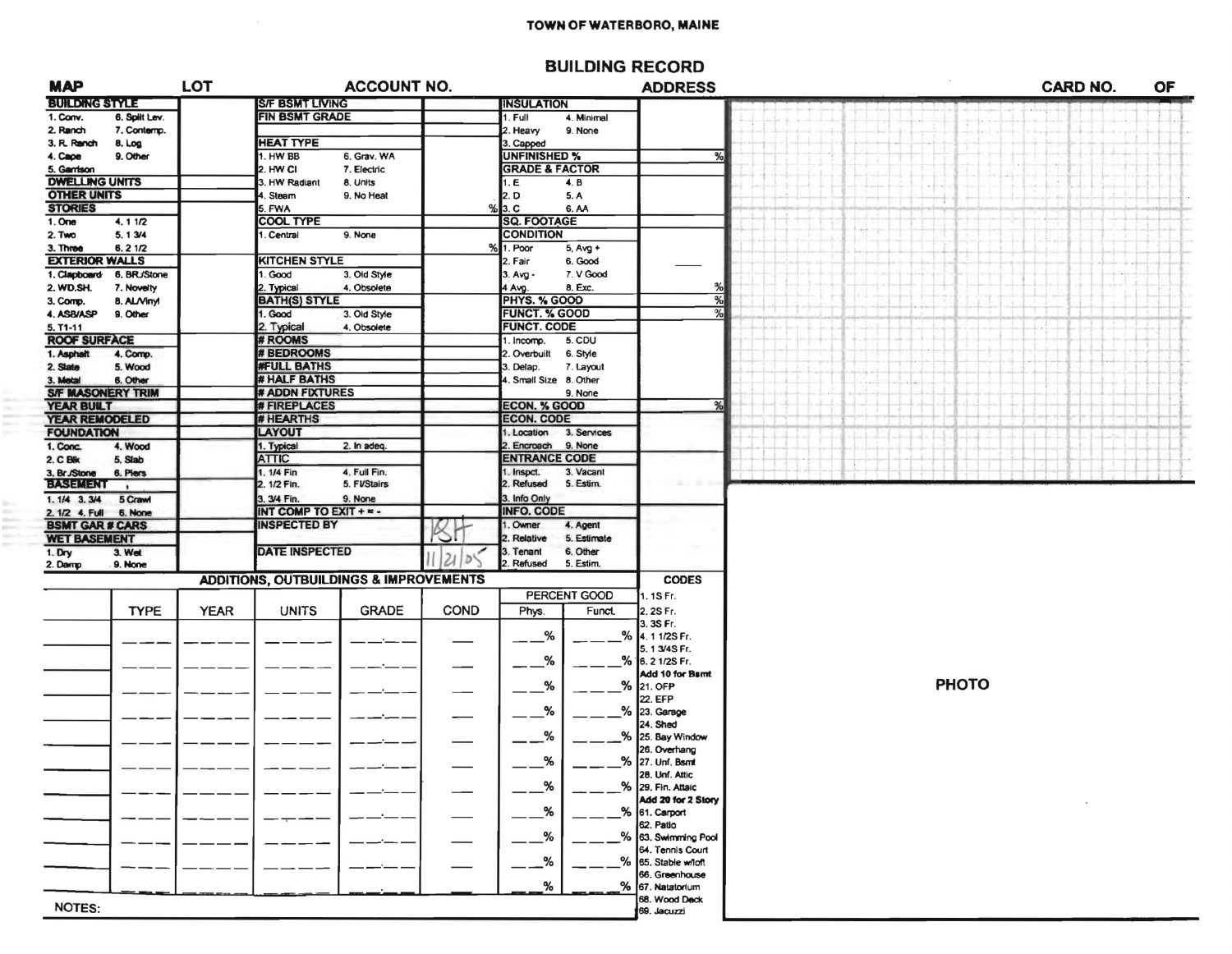**TOWN OF WATERBORO, MAINE**

# BUILDING RECORD

| MAP | LOT | ACCOUNT NO. | ADDRESS | CARD NO. | OF |
|---|---|---|---|---|---|

| | | | | | |
|---|---|---|---|---|---|
| **BUILDING STYLE**<br>1. Conv. 6. Split Lev.<br>2. Ranch 7. Contemp.<br>3. R. Ranch 8. Log<br>4. Cape 9. Other<br>5. Garrison | | **S/F BSMT LIVING** | | **INSULATION**<br>1. Full 4. Minimal<br>2. Heavy 9. None<br>3. Capped | |
| **DWELLING UNITS** | | **FIN BSMT GRADE** | | **UNFINISHED %** | % |
| **OTHER UNITS** | | **HEAT TYPE**<br>1. HW BB 6. Grav. WA<br>2. HW CI 7. Electric<br>3. HW Radiant 8. Units<br>4. Steam 9. No Heat<br>5. FWA | % | **GRADE & FACTOR**<br>1. E 4. B<br>2. D 5. A<br>3. C 6. AA | |
| **STORIES**<br>1. One 4. 1 1/2<br>2. Two 5. 1 3/4<br>3. Three 6. 2 1/2 | | **COOL TYPE**<br>1. Central 9. None | % | **SQ. FOOTAGE** | |
| **EXTERIOR WALLS**<br>1. Clapboard 6. BR./Stone<br>2. WD.SH. 7. Novelty<br>3. Comp. 8. AL/Vinyl<br>4. ASB/ASP 9. Other<br>5. T1-11 | | **KITCHEN STYLE**<br>1. Good 3. Old Style<br>2. Typical 4. Obsolete | | **CONDITION**<br>1. Poor 5. Avg +<br>2. Fair 6. Good<br>3. Avg - 7. V Good<br>4. Avg. 8. Exc. | |
| | | **BATH(S) STYLE**<br>1. Good 3. Old Style<br>2. Typical 4. Obsolete | | **PHYS. % GOOD** | % |
| | | | | **FUNCT. % GOOD** | % |
| **ROOF SURFACE**<br>1. Asphalt 4. Comp.<br>2. Slate 5. Wood<br>3. Metal 6. Other | | **# ROOMS** | | **FUNCT. CODE**<br>1. Incomp. 5. CDU<br>2. Overbuilt 6. Style<br>3. Delap. 7. Layout<br>4. Small Size 8. Other<br>9. None | |
| | | **# BEDROOMS** | | | |
| | | **#FULL BATHS** | | | |
| | | **# HALF BATHS** | | | |
| **S/F MASONERY TRIM** | | **# ADDN FIXTURES** | | | |
| **YEAR BUILT** | | **# FIREPLACES** | | **ECON. % GOOD** | % |
| **YEAR REMODELED** | | **# HEARTHS** | | **ECON. CODE**<br>1. Location 3. Services<br>2. Encroach 9. None | |
| **FOUNDATION**<br>1. Conc. 4. Wood<br>2. C Blk 5. Slab<br>3. Br./Stone 6. Piers | | **LAYOUT**<br>1. Typical 2. In adeq. | | | |
| | | **ATTIC**<br>1. 1/4 Fin 4. Full Fin.<br>2. 1/2 Fin. 5. Fl/Stairs<br>3. 3/4 Fin. 9. None | | **ENTRANCE CODE**<br>1. Inspct. 3. Vacant<br>2. Refused 5. Estim.<br>3. Info Only | |
| **BASEMENT**<br>1. 1/4 3. 3/4 5 Crawl<br>2. 1/2 4. Full 6. None | | | | | |
| | | **INT COMP TO EXIT + = -** | | **INFO. CODE**<br>1. Owner 4. Agent<br>2. Relative 5. Estimate<br>3. Tenant 6. Other<br>2. Refused 5. Estim. | |
| **BSMT GAR # CARS** | | **INSPECTED BY** | BH | | |
| **WET BASEMENT**<br>1. Dry 3. Wet<br>2. Damp 9. None | | **DATE INSPECTED** | 11/21/05 | | |

## ADDITIONS, OUTBUILDINGS & IMPROVEMENTS

| | TYPE | YEAR | UNITS | GRADE | COND | PERCENT GOOD Phys. | PERCENT GOOD Funct. |
|---|---|---|---|---|---|---|---|
| | | | | | | % | % |
| | | | | | | % | % |
| | | | | | | % | % |
| | | | | | | % | % |
| | | | | | | % | % |
| | | | | | | % | % |
| | | | | | | % | % |
| | | | | | | % | % |
| | | | | | | % | % |
| | | | | | | % | % |
| | | | | | | % | % |

**CODES**
1. 1S Fr.
2. 2S Fr.
3. 3S Fr.
4. 1 1/2S Fr.
5. 1 3/4S Fr.
6. 2 1/2S Fr.

**Add 10 for Bsmt**

21. OFP
22. EFP
23. Garage
24. Shed
25. Bay Window
26. Overhang
27. Unf. Bsmt
28. Unf. Attic
29. Fin. Attaic

**Add 20 for 2 Story**

61. Carport
62. Patio
63. Swimming Pool
64. Tennis Court
65. Stable w/loft
66. Greenhouse
67. Natatorium
68. Wood Deck
69. Jacuzzi

**PHOTO**

NOTES: